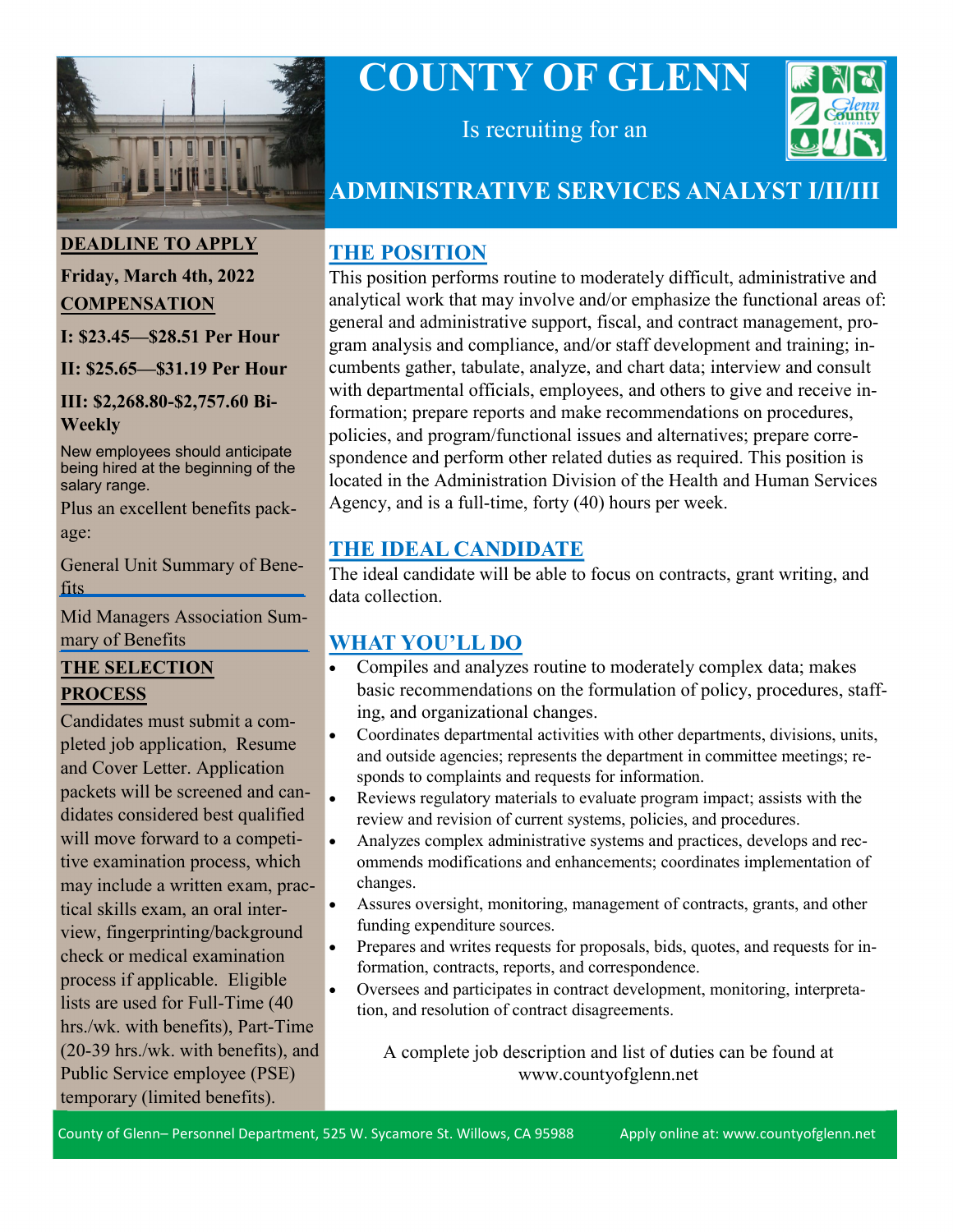# COUNTY OF GLENN

Is recruiting for an

## ADMINISTRATIVE SERVICES ANALYST I/II/III

**DEADLINE TO APPLY**

**Friday, March 4th, 2022**

**COMPENSATION**

**I: $23.45—$28.51 Per Hour**

**II: $25.65—$31.19 Per Hour**

**III: $2,268.80-$2,757.60 Bi-Weekly**

New employees should anticipate being hired at the beginning of the salary range.

Plus an excellent benefits package:

General Unit Summary of Benefits

Mid Managers Association Summary of Benefits

**THE SELECTION PROCESS**

Candidates must submit a completed job application, Resume and Cover Letter. Application packets will be screened and candidates considered best qualified will move forward to a competitive examination process, which may include a written exam, practical skills exam, an oral interview, fingerprinting/background check or medical examination process if applicable. Eligible lists are used for Full-Time (40 hrs./wk. with benefits), Part-Time (20-39 hrs./wk. with benefits), and Public Service employee (PSE) temporary (limited benefits).

## THE POSITION

This position performs routine to moderately difficult, administrative and analytical work that may involve and/or emphasize the functional areas of: general and administrative support, fiscal, and contract management, program analysis and compliance, and/or staff development and training; incumbents gather, tabulate, analyze, and chart data; interview and consult with departmental officials, employees, and others to give and receive information; prepare reports and make recommendations on procedures, policies, and program/functional issues and alternatives; prepare correspondence and perform other related duties as required. This position is located in the Administration Division of the Health and Human Services Agency, and is a full-time, forty (40) hours per week.

## THE IDEAL CANDIDATE

The ideal candidate will be able to focus on contracts, grant writing, and data collection.

## WHAT YOU'LL DO

- Compiles and analyzes routine to moderately complex data; makes basic recommendations on the formulation of policy, procedures, staffing, and organizational changes.
- Coordinates departmental activities with other departments, divisions, units, and outside agencies; represents the department in committee meetings; responds to complaints and requests for information.
- Reviews regulatory materials to evaluate program impact; assists with the review and revision of current systems, policies, and procedures.
- Analyzes complex administrative systems and practices, develops and recommends modifications and enhancements; coordinates implementation of changes.
- Assures oversight, monitoring, management of contracts, grants, and other funding expenditure sources.
- Prepares and writes requests for proposals, bids, quotes, and requests for information, contracts, reports, and correspondence.
- Oversees and participates in contract development, monitoring, interpretation, and resolution of contract disagreements.

A complete job description and list of duties can be found at www.countyofglenn.net

County of Glenn– Personnel Department, 525 W. Sycamore St. Willows, CA 95988 Apply online at: www.countyofglenn.net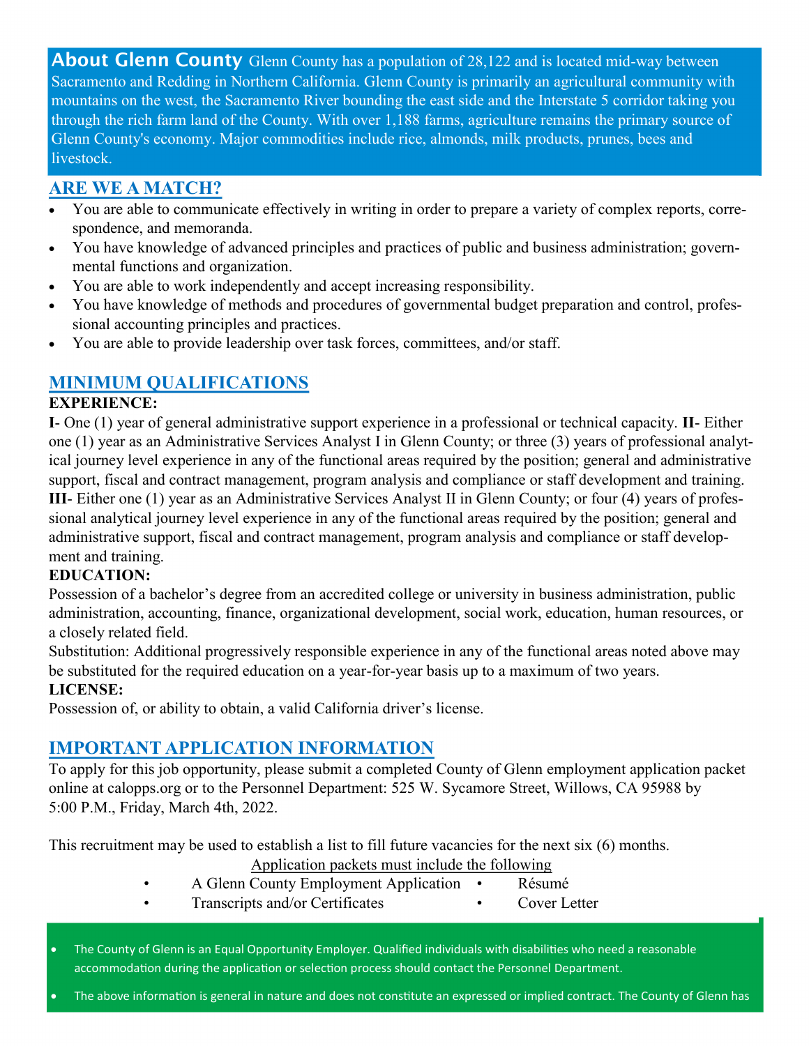**About Glenn County** Glenn County has a population of 28,122 and is located mid-way between Sacramento and Redding in Northern California. Glenn County is primarily an agricultural community with mountains on the west, the Sacramento River bounding the east side and the Interstate 5 corridor taking you through the rich farm land of the County. With over 1,188 farms, agriculture remains the primary source of Glenn County's economy. Major commodities include rice, almonds, milk products, prunes, bees and livestock.

## ARE WE A MATCH?

- You are able to communicate effectively in writing in order to prepare a variety of complex reports, correspondence, and memoranda.
- You have knowledge of advanced principles and practices of public and business administration; governmental functions and organization.
- You are able to work independently and accept increasing responsibility.
- You have knowledge of methods and procedures of governmental budget preparation and control, professional accounting principles and practices.
- You are able to provide leadership over task forces, committees, and/or staff.

## MINIMUM QUALIFICATIONS

**EXPERIENCE:**

**I**- One (1) year of general administrative support experience in a professional or technical capacity. **II**- Either one (1) year as an Administrative Services Analyst I in Glenn County; or three (3) years of professional analytical journey level experience in any of the functional areas required by the position; general and administrative support, fiscal and contract management, program analysis and compliance or staff development and training. **III**- Either one (1) year as an Administrative Services Analyst II in Glenn County; or four (4) years of professional analytical journey level experience in any of the functional areas required by the position; general and administrative support, fiscal and contract management, program analysis and compliance or staff development and training.

**EDUCATION:**

Possession of a bachelor's degree from an accredited college or university in business administration, public administration, accounting, finance, organizational development, social work, education, human resources, or a closely related field.

Substitution: Additional progressively responsible experience in any of the functional areas noted above may be substituted for the required education on a year-for-year basis up to a maximum of two years.

**LICENSE:**

Possession of, or ability to obtain, a valid California driver's license.

## IMPORTANT APPLICATION INFORMATION

To apply for this job opportunity, please submit a completed County of Glenn employment application packet online at calopps.org or to the Personnel Department: 525 W. Sycamore Street, Willows, CA 95988 by 5:00 P.M., Friday, March 4th, 2022.

This recruitment may be used to establish a list to fill future vacancies for the next six (6) months.

Application packets must include the following

- A Glenn County Employment Application
- Résumé
- Transcripts and/or Certificates
- Cover Letter

- The County of Glenn is an Equal Opportunity Employer. Qualified individuals with disabilities who need a reasonable accommodation during the application or selection process should contact the Personnel Department.
- The above information is general in nature and does not constitute an expressed or implied contract. The County of Glenn has